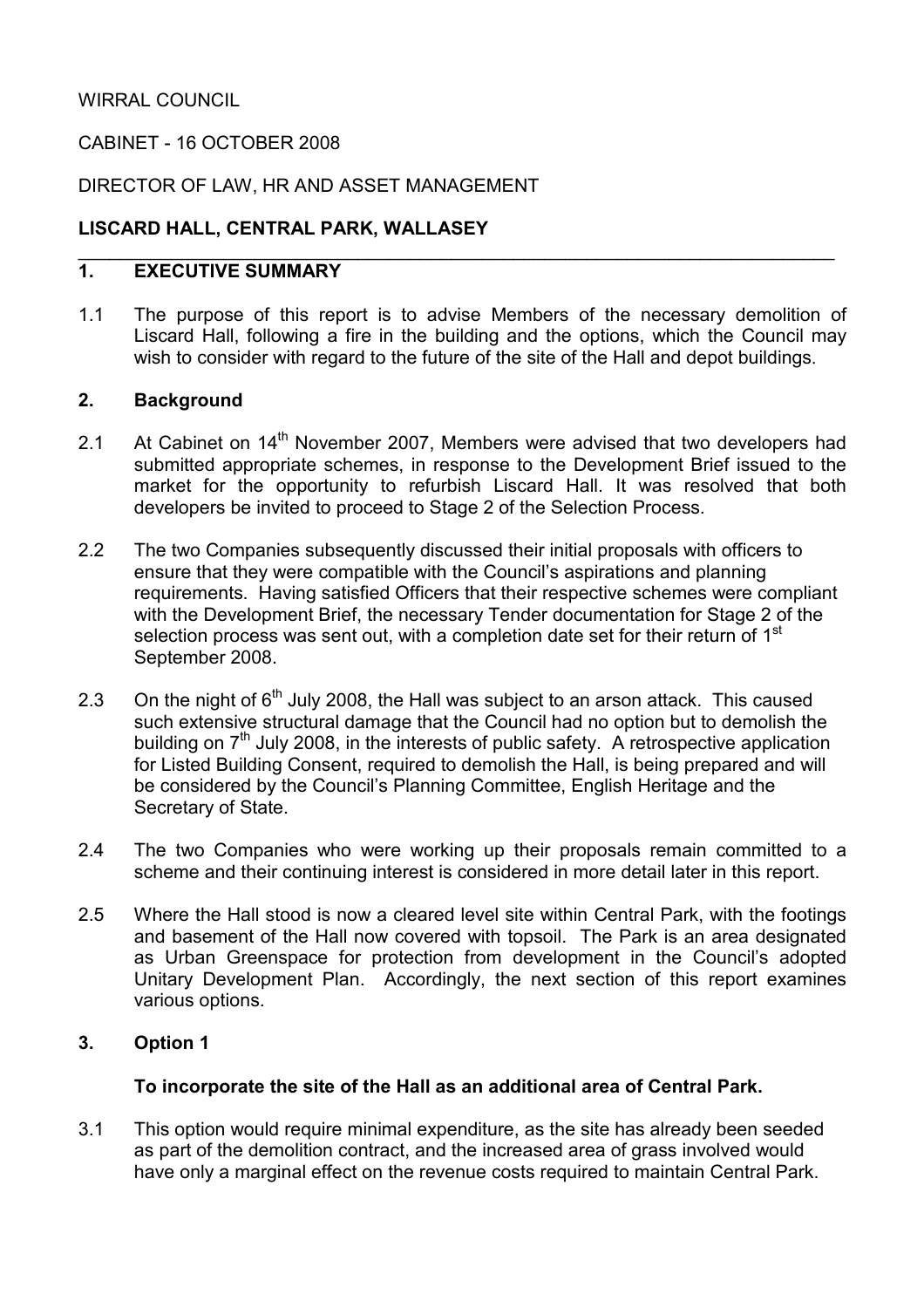WIRRAL COUNCIL

CABINET - 16 OCTOBER 2008

DIRECTOR OF LAW, HR AND ASSET MANAGEMENT

**LISCARD HALL, CENTRAL PARK, WALLASEY**

## 1. EXECUTIVE SUMMARY

1.1 The purpose of this report is to advise Members of the necessary demolition of Liscard Hall, following a fire in the building and the options, which the Council may wish to consider with regard to the future of the site of the Hall and depot buildings.

## 2. Background

2.1 At Cabinet on 14th November 2007, Members were advised that two developers had submitted appropriate schemes, in response to the Development Brief issued to the market for the opportunity to refurbish Liscard Hall. It was resolved that both developers be invited to proceed to Stage 2 of the Selection Process.

2.2 The two Companies subsequently discussed their initial proposals with officers to ensure that they were compatible with the Council's aspirations and planning requirements. Having satisfied Officers that their respective schemes were compliant with the Development Brief, the necessary Tender documentation for Stage 2 of the selection process was sent out, with a completion date set for their return of 1st September 2008.

2.3 On the night of 6th July 2008, the Hall was subject to an arson attack. This caused such extensive structural damage that the Council had no option but to demolish the building on 7th July 2008, in the interests of public safety. A retrospective application for Listed Building Consent, required to demolish the Hall, is being prepared and will be considered by the Council's Planning Committee, English Heritage and the Secretary of State.

2.4 The two Companies who were working up their proposals remain committed to a scheme and their continuing interest is considered in more detail later in this report.

2.5 Where the Hall stood is now a cleared level site within Central Park, with the footings and basement of the Hall now covered with topsoil. The Park is an area designated as Urban Greenspace for protection from development in the Council's adopted Unitary Development Plan. Accordingly, the next section of this report examines various options.

## 3. Option 1

**To incorporate the site of the Hall as an additional area of Central Park.**

3.1 This option would require minimal expenditure, as the site has already been seeded as part of the demolition contract, and the increased area of grass involved would have only a marginal effect on the revenue costs required to maintain Central Park.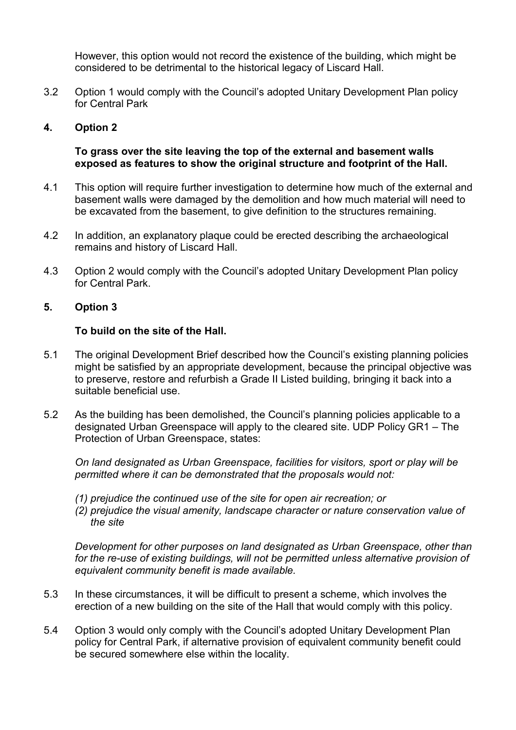However, this option would not record the existence of the building, which might be considered to be detrimental to the historical legacy of Liscard Hall.

3.2 Option 1 would comply with the Council's adopted Unitary Development Plan policy for Central Park

## 4. Option 2

**To grass over the site leaving the top of the external and basement walls exposed as features to show the original structure and footprint of the Hall.**

4.1 This option will require further investigation to determine how much of the external and basement walls were damaged by the demolition and how much material will need to be excavated from the basement, to give definition to the structures remaining.

4.2 In addition, an explanatory plaque could be erected describing the archaeological remains and history of Liscard Hall.

4.3 Option 2 would comply with the Council's adopted Unitary Development Plan policy for Central Park.

## 5. Option 3

**To build on the site of the Hall.**

5.1 The original Development Brief described how the Council's existing planning policies might be satisfied by an appropriate development, because the principal objective was to preserve, restore and refurbish a Grade II Listed building, bringing it back into a suitable beneficial use.

5.2 As the building has been demolished, the Council's planning policies applicable to a designated Urban Greenspace will apply to the cleared site. UDP Policy GR1 – The Protection of Urban Greenspace, states:

*On land designated as Urban Greenspace, facilities for visitors, sport or play will be permitted where it can be demonstrated that the proposals would not:*

*(1) prejudice the continued use of the site for open air recreation; or*
*(2) prejudice the visual amenity, landscape character or nature conservation value of the site*

*Development for other purposes on land designated as Urban Greenspace, other than for the re-use of existing buildings, will not be permitted unless alternative provision of equivalent community benefit is made available.*

5.3 In these circumstances, it will be difficult to present a scheme, which involves the erection of a new building on the site of the Hall that would comply with this policy.

5.4 Option 3 would only comply with the Council's adopted Unitary Development Plan policy for Central Park, if alternative provision of equivalent community benefit could be secured somewhere else within the locality.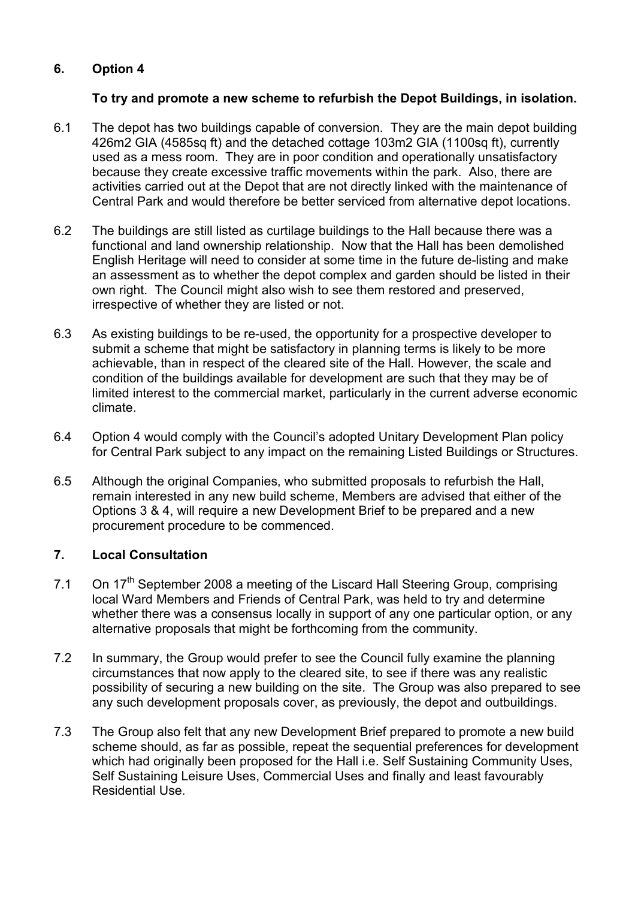## 6. Option 4

**To try and promote a new scheme to refurbish the Depot Buildings, in isolation.**

6.1 The depot has two buildings capable of conversion. They are the main depot building 426m2 GIA (4585sq ft) and the detached cottage 103m2 GIA (1100sq ft), currently used as a mess room. They are in poor condition and operationally unsatisfactory because they create excessive traffic movements within the park. Also, there are activities carried out at the Depot that are not directly linked with the maintenance of Central Park and would therefore be better serviced from alternative depot locations.

6.2 The buildings are still listed as curtilage buildings to the Hall because there was a functional and land ownership relationship. Now that the Hall has been demolished English Heritage will need to consider at some time in the future de-listing and make an assessment as to whether the depot complex and garden should be listed in their own right. The Council might also wish to see them restored and preserved, irrespective of whether they are listed or not.

6.3 As existing buildings to be re-used, the opportunity for a prospective developer to submit a scheme that might be satisfactory in planning terms is likely to be more achievable, than in respect of the cleared site of the Hall. However, the scale and condition of the buildings available for development are such that they may be of limited interest to the commercial market, particularly in the current adverse economic climate.

6.4 Option 4 would comply with the Council's adopted Unitary Development Plan policy for Central Park subject to any impact on the remaining Listed Buildings or Structures.

6.5 Although the original Companies, who submitted proposals to refurbish the Hall, remain interested in any new build scheme, Members are advised that either of the Options 3 & 4, will require a new Development Brief to be prepared and a new procurement procedure to be commenced.

## 7. Local Consultation

7.1 On 17th September 2008 a meeting of the Liscard Hall Steering Group, comprising local Ward Members and Friends of Central Park, was held to try and determine whether there was a consensus locally in support of any one particular option, or any alternative proposals that might be forthcoming from the community.

7.2 In summary, the Group would prefer to see the Council fully examine the planning circumstances that now apply to the cleared site, to see if there was any realistic possibility of securing a new building on the site. The Group was also prepared to see any such development proposals cover, as previously, the depot and outbuildings.

7.3 The Group also felt that any new Development Brief prepared to promote a new build scheme should, as far as possible, repeat the sequential preferences for development which had originally been proposed for the Hall i.e. Self Sustaining Community Uses, Self Sustaining Leisure Uses, Commercial Uses and finally and least favourably Residential Use.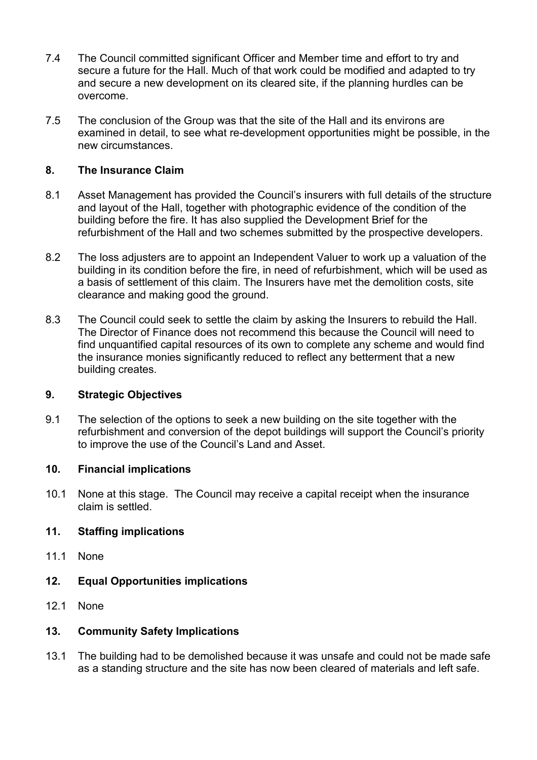7.4 The Council committed significant Officer and Member time and effort to try and secure a future for the Hall. Much of that work could be modified and adapted to try and secure a new development on its cleared site, if the planning hurdles can be overcome.

7.5 The conclusion of the Group was that the site of the Hall and its environs are examined in detail, to see what re-development opportunities might be possible, in the new circumstances.

## 8. The Insurance Claim

8.1 Asset Management has provided the Council's insurers with full details of the structure and layout of the Hall, together with photographic evidence of the condition of the building before the fire. It has also supplied the Development Brief for the refurbishment of the Hall and two schemes submitted by the prospective developers.

8.2 The loss adjusters are to appoint an Independent Valuer to work up a valuation of the building in its condition before the fire, in need of refurbishment, which will be used as a basis of settlement of this claim. The Insurers have met the demolition costs, site clearance and making good the ground.

8.3 The Council could seek to settle the claim by asking the Insurers to rebuild the Hall. The Director of Finance does not recommend this because the Council will need to find unquantified capital resources of its own to complete any scheme and would find the insurance monies significantly reduced to reflect any betterment that a new building creates.

## 9. Strategic Objectives

9.1 The selection of the options to seek a new building on the site together with the refurbishment and conversion of the depot buildings will support the Council's priority to improve the use of the Council's Land and Asset.

## 10. Financial implications

10.1 None at this stage. The Council may receive a capital receipt when the insurance claim is settled.

## 11. Staffing implications

11.1 None

## 12. Equal Opportunities implications

12.1 None

## 13. Community Safety Implications

13.1 The building had to be demolished because it was unsafe and could not be made safe as a standing structure and the site has now been cleared of materials and left safe.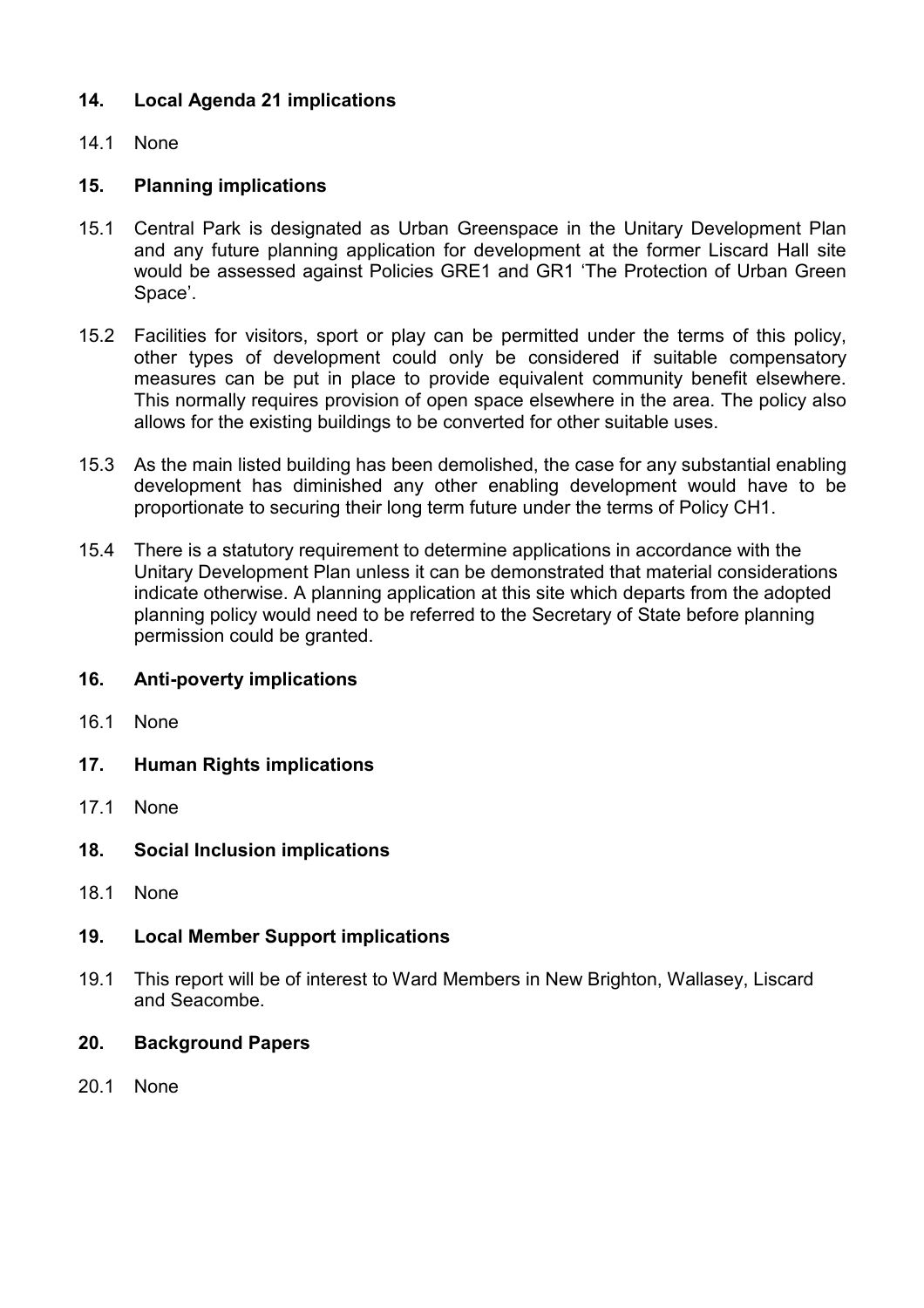## 14. Local Agenda 21 implications

14.1 None

## 15. Planning implications

15.1 Central Park is designated as Urban Greenspace in the Unitary Development Plan and any future planning application for development at the former Liscard Hall site would be assessed against Policies GRE1 and GR1 'The Protection of Urban Green Space'.

15.2 Facilities for visitors, sport or play can be permitted under the terms of this policy, other types of development could only be considered if suitable compensatory measures can be put in place to provide equivalent community benefit elsewhere. This normally requires provision of open space elsewhere in the area. The policy also allows for the existing buildings to be converted for other suitable uses.

15.3 As the main listed building has been demolished, the case for any substantial enabling development has diminished any other enabling development would have to be proportionate to securing their long term future under the terms of Policy CH1.

15.4 There is a statutory requirement to determine applications in accordance with the Unitary Development Plan unless it can be demonstrated that material considerations indicate otherwise. A planning application at this site which departs from the adopted planning policy would need to be referred to the Secretary of State before planning permission could be granted.

## 16. Anti-poverty implications

16.1 None

## 17. Human Rights implications

17.1 None

## 18. Social Inclusion implications

18.1 None

## 19. Local Member Support implications

19.1 This report will be of interest to Ward Members in New Brighton, Wallasey, Liscard and Seacombe.

## 20. Background Papers

20.1 None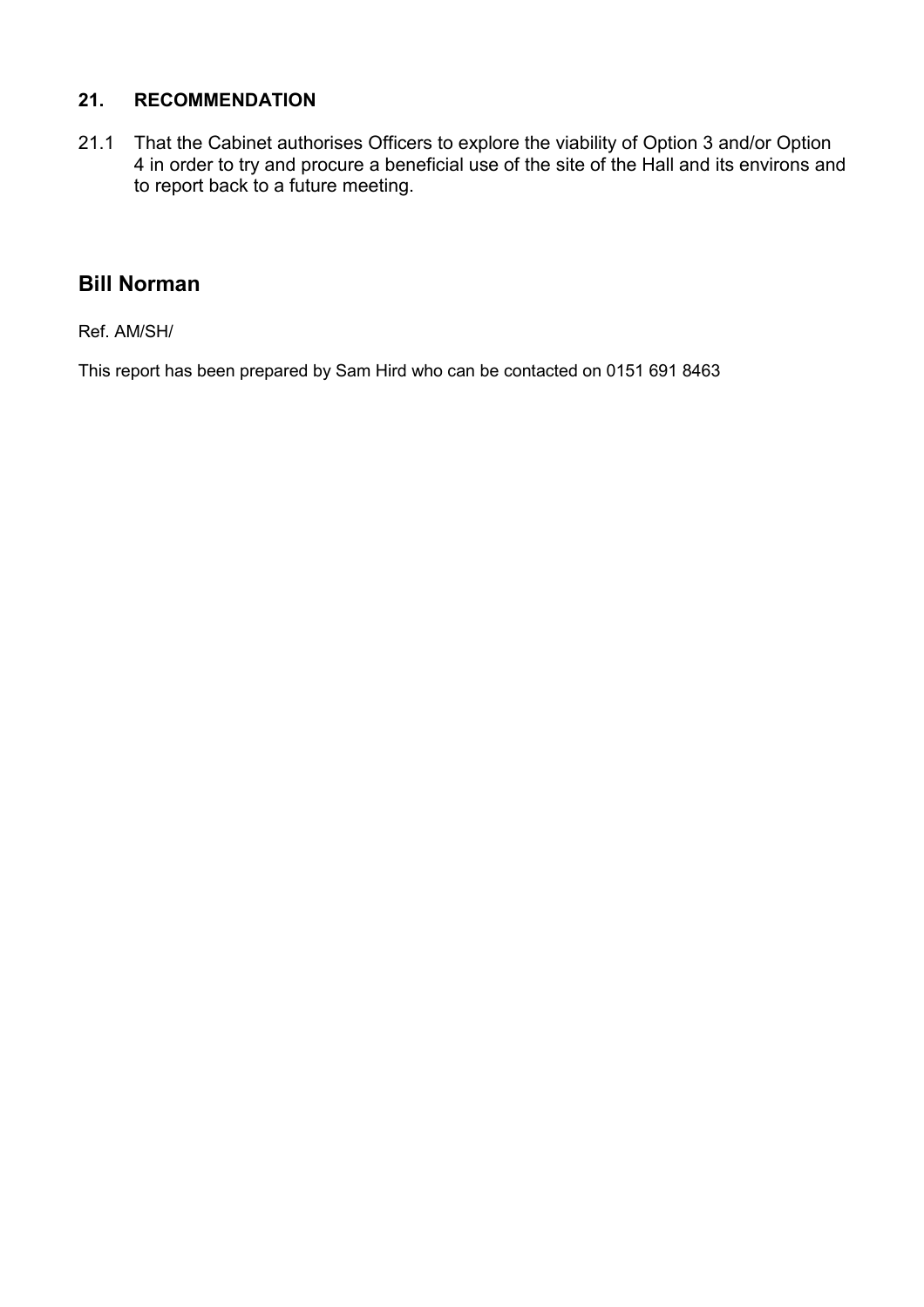## 21. RECOMMENDATION

21.1 That the Cabinet authorises Officers to explore the viability of Option 3 and/or Option 4 in order to try and procure a beneficial use of the site of the Hall and its environs and to report back to a future meeting.

## Bill Norman

Ref. AM/SH/

This report has been prepared by Sam Hird who can be contacted on 0151 691 8463